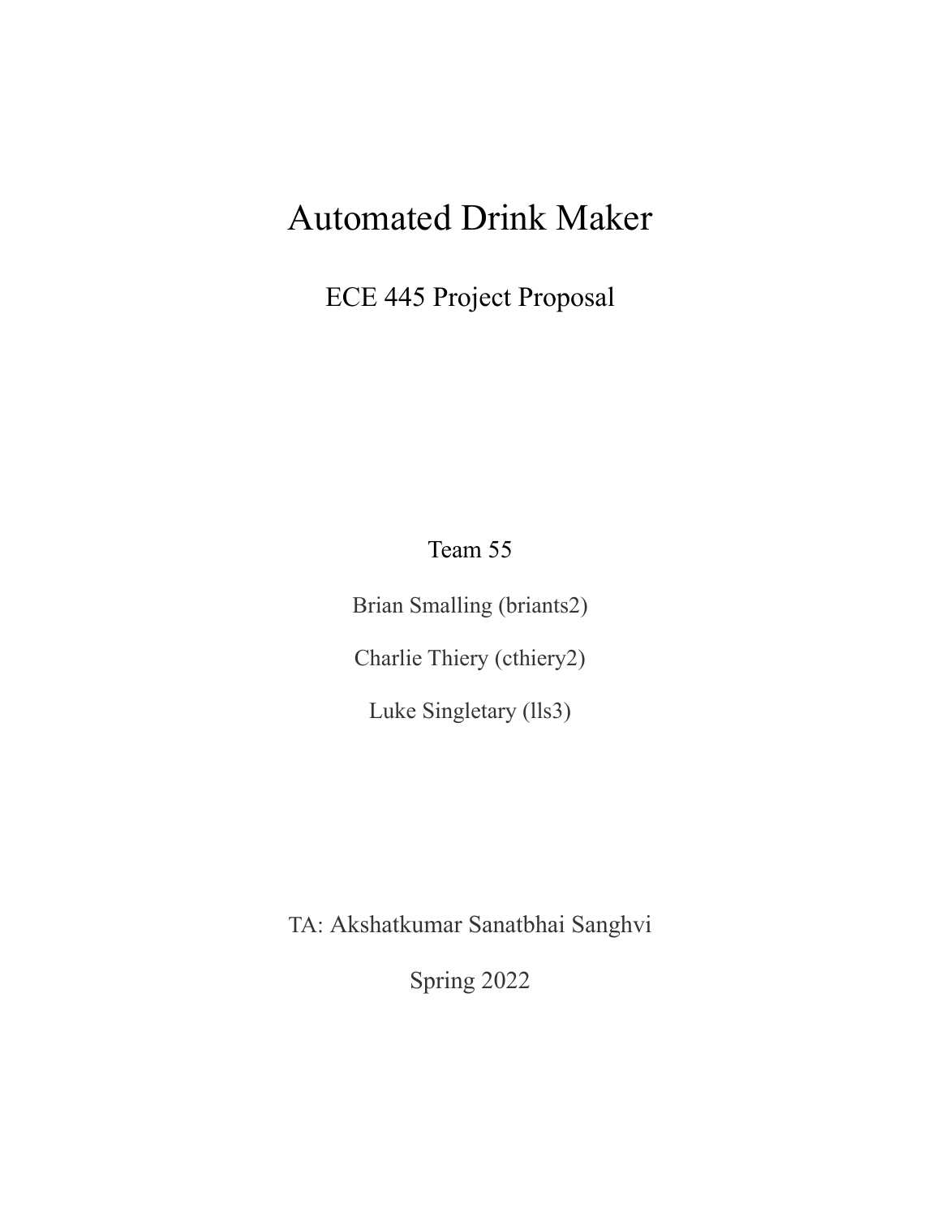# Automated Drink Maker

## ECE 445 Project Proposal

Team 55

Brian Smalling (briants2)

Charlie Thiery (cthiery2)

Luke Singletary (lls3)

TA: Akshatkumar Sanatbhai Sanghvi

Spring 2022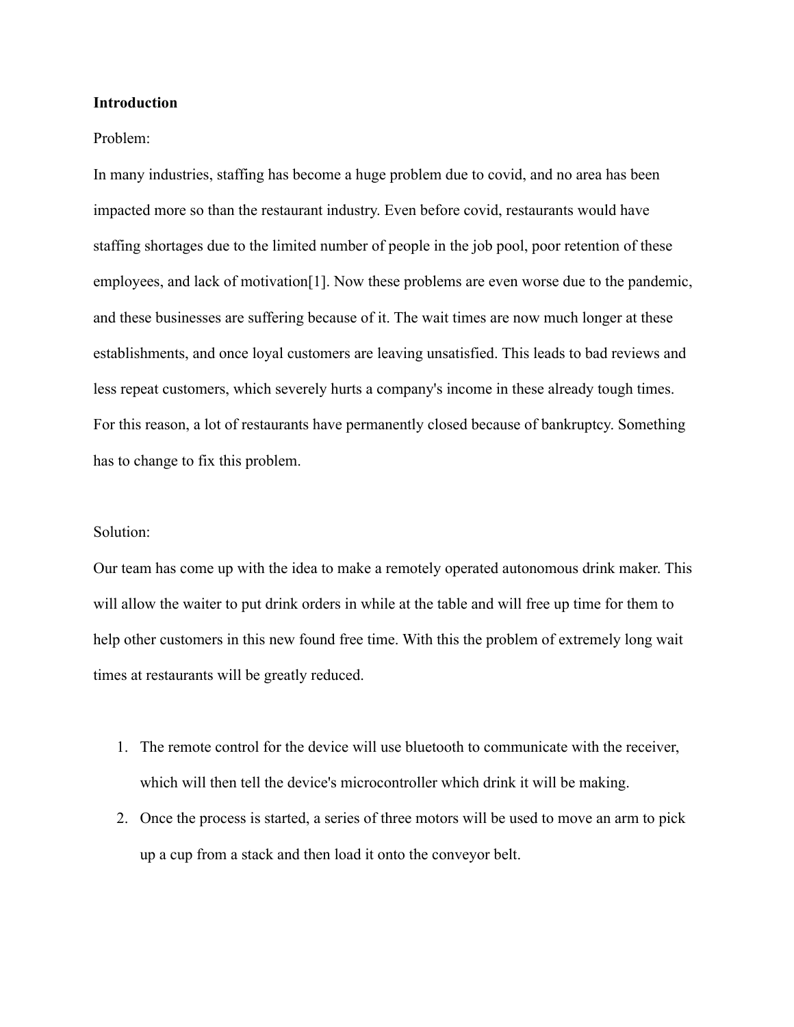**Introduction**

Problem:

In many industries, staffing has become a huge problem due to covid, and no area has been impacted more so than the restaurant industry. Even before covid, restaurants would have staffing shortages due to the limited number of people in the job pool, poor retention of these employees, and lack of motivation[1]. Now these problems are even worse due to the pandemic, and these businesses are suffering because of it. The wait times are now much longer at these establishments, and once loyal customers are leaving unsatisfied. This leads to bad reviews and less repeat customers, which severely hurts a company's income in these already tough times. For this reason, a lot of restaurants have permanently closed because of bankruptcy. Something has to change to fix this problem.

Solution:

Our team has come up with the idea to make a remotely operated autonomous drink maker. This will allow the waiter to put drink orders in while at the table and will free up time for them to help other customers in this new found free time. With this the problem of extremely long wait times at restaurants will be greatly reduced.

1. The remote control for the device will use bluetooth to communicate with the receiver, which will then tell the device's microcontroller which drink it will be making.
2. Once the process is started, a series of three motors will be used to move an arm to pick up a cup from a stack and then load it onto the conveyor belt.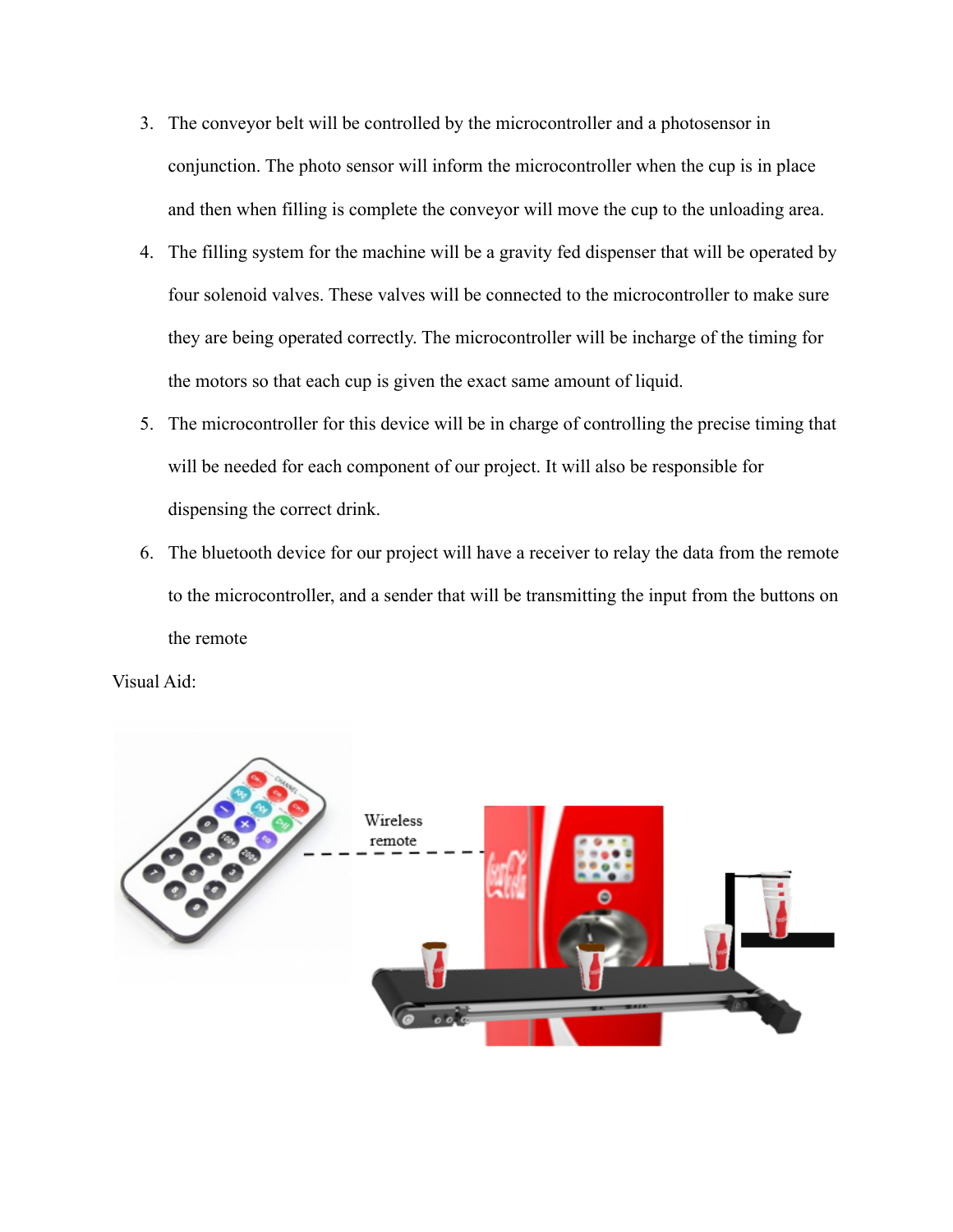3. The conveyor belt will be controlled by the microcontroller and a photosensor in conjunction. The photo sensor will inform the microcontroller when the cup is in place and then when filling is complete the conveyor will move the cup to the unloading area.
4. The filling system for the machine will be a gravity fed dispenser that will be operated by four solenoid valves. These valves will be connected to the microcontroller to make sure they are being operated correctly. The microcontroller will be incharge of the timing for the motors so that each cup is given the exact same amount of liquid.
5. The microcontroller for this device will be in charge of controlling the precise timing that will be needed for each component of our project. It will also be responsible for dispensing the correct drink.
6. The bluetooth device for our project will have a receiver to relay the data from the remote to the microcontroller, and a sender that will be transmitting the input from the buttons on the remote

Visual Aid: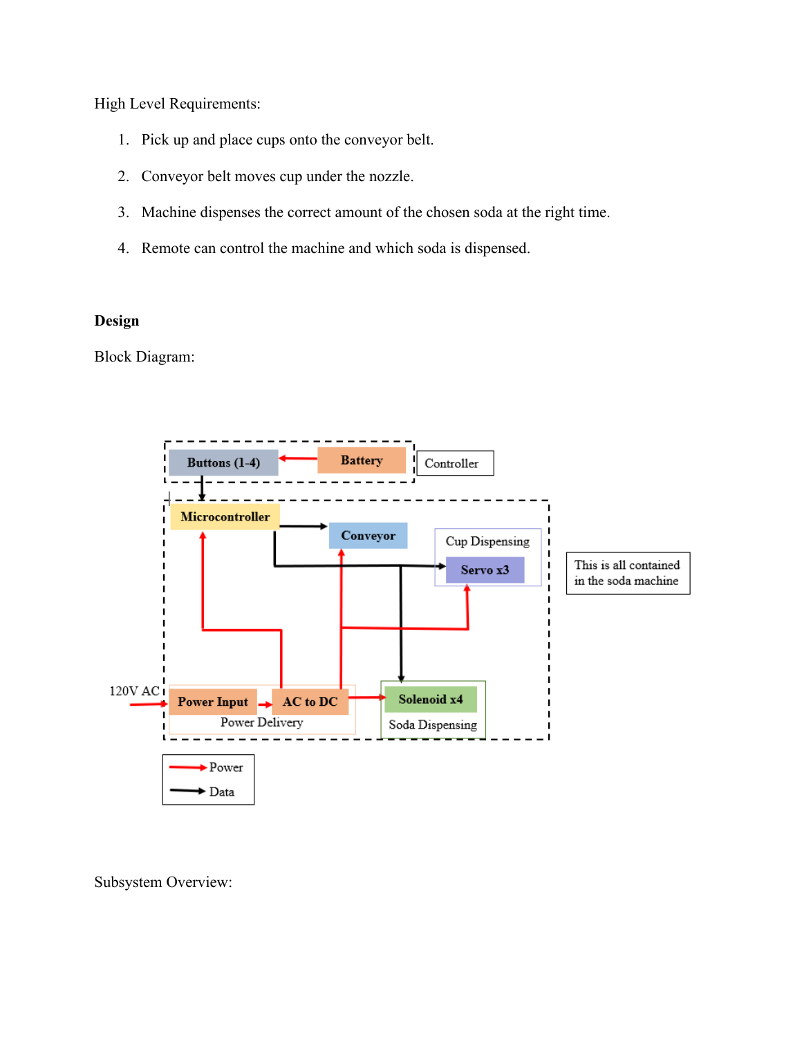High Level Requirements:

1. Pick up and place cups onto the conveyor belt.
2. Conveyor belt moves cup under the nozzle.
3. Machine dispenses the correct amount of the chosen soda at the right time.
4. Remote can control the machine and which soda is dispensed.

**Design**

Block Diagram:

Subsystem Overview: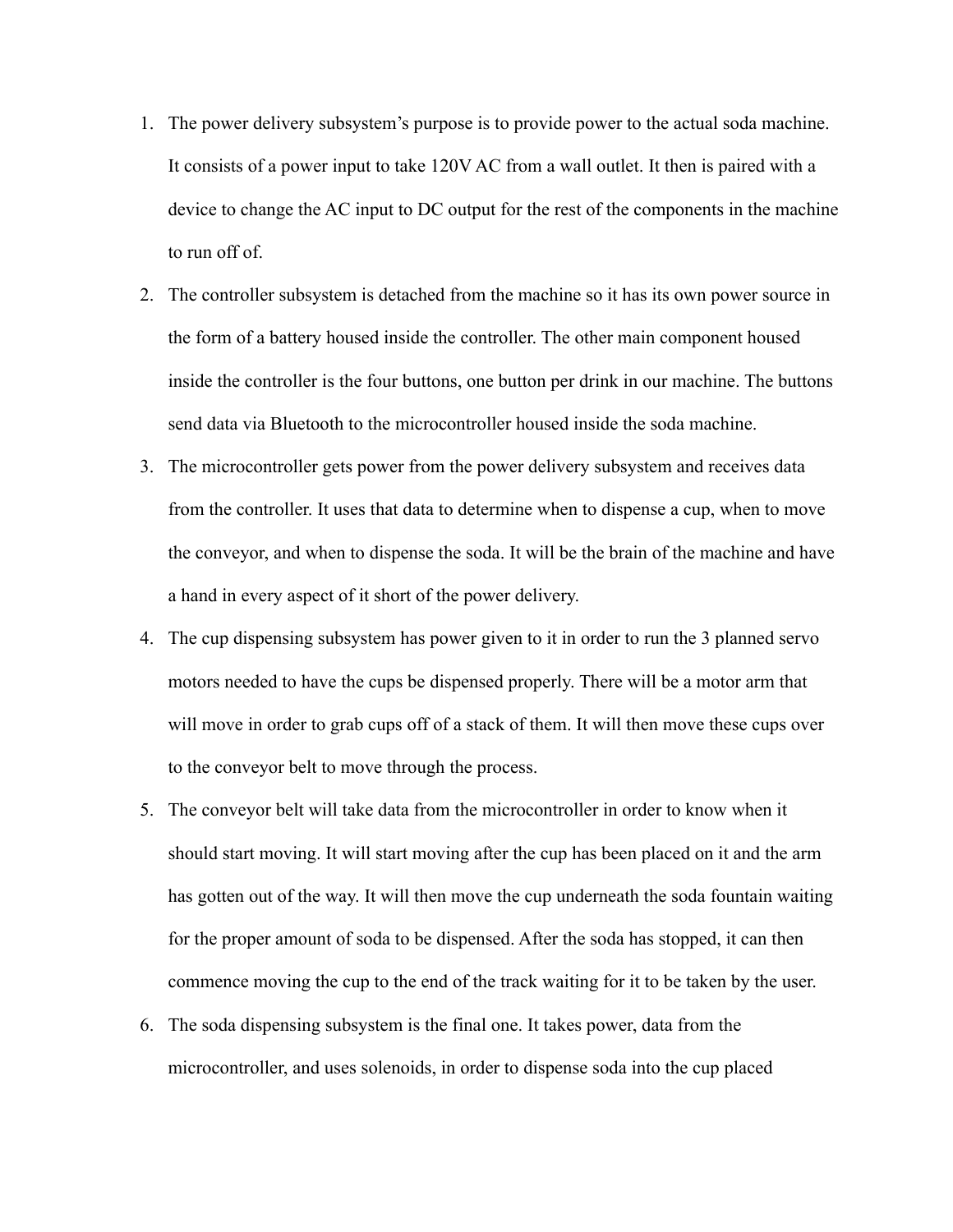1. The power delivery subsystem's purpose is to provide power to the actual soda machine. It consists of a power input to take 120V AC from a wall outlet. It then is paired with a device to change the AC input to DC output for the rest of the components in the machine to run off of.
2. The controller subsystem is detached from the machine so it has its own power source in the form of a battery housed inside the controller. The other main component housed inside the controller is the four buttons, one button per drink in our machine. The buttons send data via Bluetooth to the microcontroller housed inside the soda machine.
3. The microcontroller gets power from the power delivery subsystem and receives data from the controller. It uses that data to determine when to dispense a cup, when to move the conveyor, and when to dispense the soda. It will be the brain of the machine and have a hand in every aspect of it short of the power delivery.
4. The cup dispensing subsystem has power given to it in order to run the 3 planned servo motors needed to have the cups be dispensed properly. There will be a motor arm that will move in order to grab cups off of a stack of them. It will then move these cups over to the conveyor belt to move through the process.
5. The conveyor belt will take data from the microcontroller in order to know when it should start moving. It will start moving after the cup has been placed on it and the arm has gotten out of the way. It will then move the cup underneath the soda fountain waiting for the proper amount of soda to be dispensed. After the soda has stopped, it can then commence moving the cup to the end of the track waiting for it to be taken by the user.
6. The soda dispensing subsystem is the final one. It takes power, data from the microcontroller, and uses solenoids, in order to dispense soda into the cup placed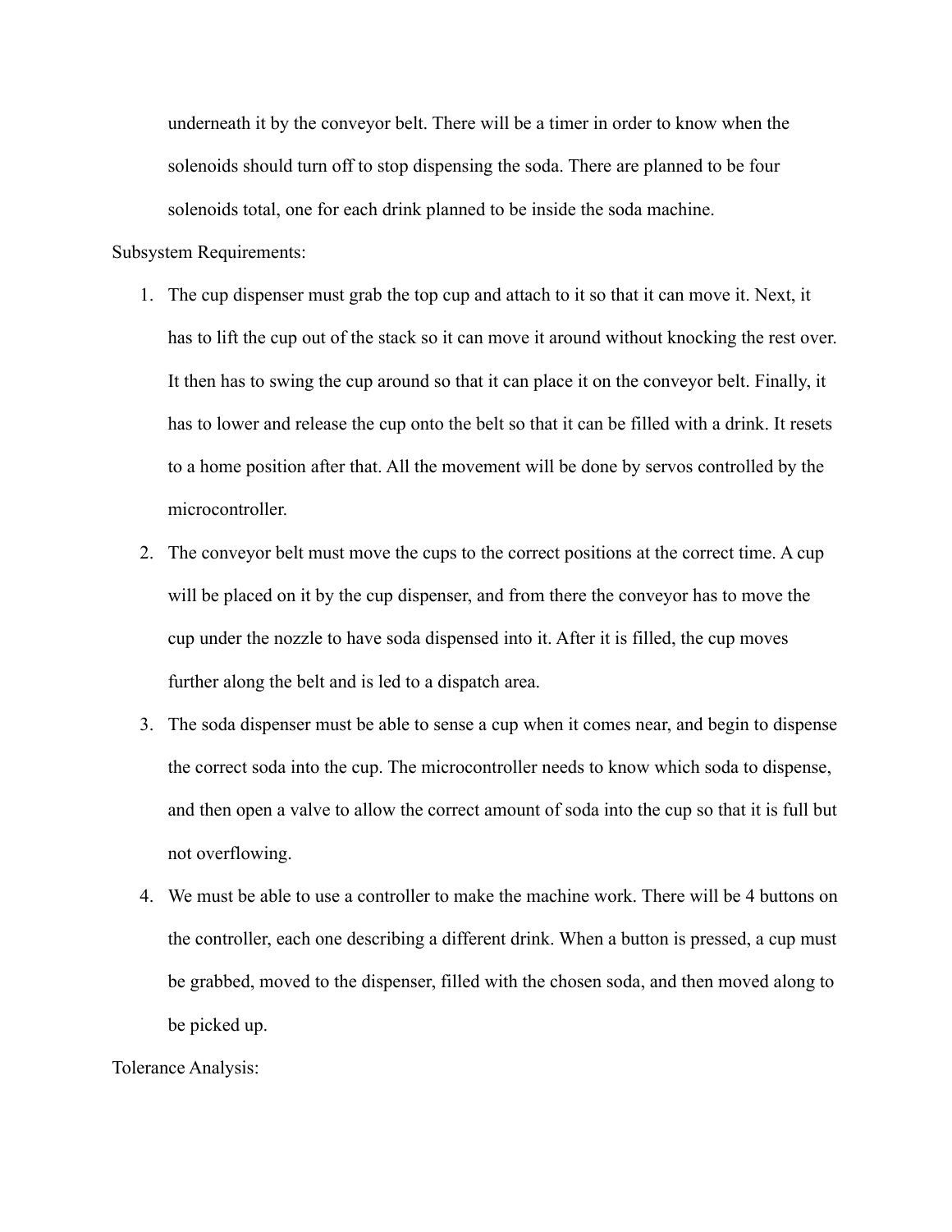underneath it by the conveyor belt. There will be a timer in order to know when the solenoids should turn off to stop dispensing the soda. There are planned to be four solenoids total, one for each drink planned to be inside the soda machine.

Subsystem Requirements:

1. The cup dispenser must grab the top cup and attach to it so that it can move it. Next, it has to lift the cup out of the stack so it can move it around without knocking the rest over. It then has to swing the cup around so that it can place it on the conveyor belt. Finally, it has to lower and release the cup onto the belt so that it can be filled with a drink. It resets to a home position after that. All the movement will be done by servos controlled by the microcontroller.
2. The conveyor belt must move the cups to the correct positions at the correct time. A cup will be placed on it by the cup dispenser, and from there the conveyor has to move the cup under the nozzle to have soda dispensed into it. After it is filled, the cup moves further along the belt and is led to a dispatch area.
3. The soda dispenser must be able to sense a cup when it comes near, and begin to dispense the correct soda into the cup. The microcontroller needs to know which soda to dispense, and then open a valve to allow the correct amount of soda into the cup so that it is full but not overflowing.
4. We must be able to use a controller to make the machine work. There will be 4 buttons on the controller, each one describing a different drink. When a button is pressed, a cup must be grabbed, moved to the dispenser, filled with the chosen soda, and then moved along to be picked up.

Tolerance Analysis: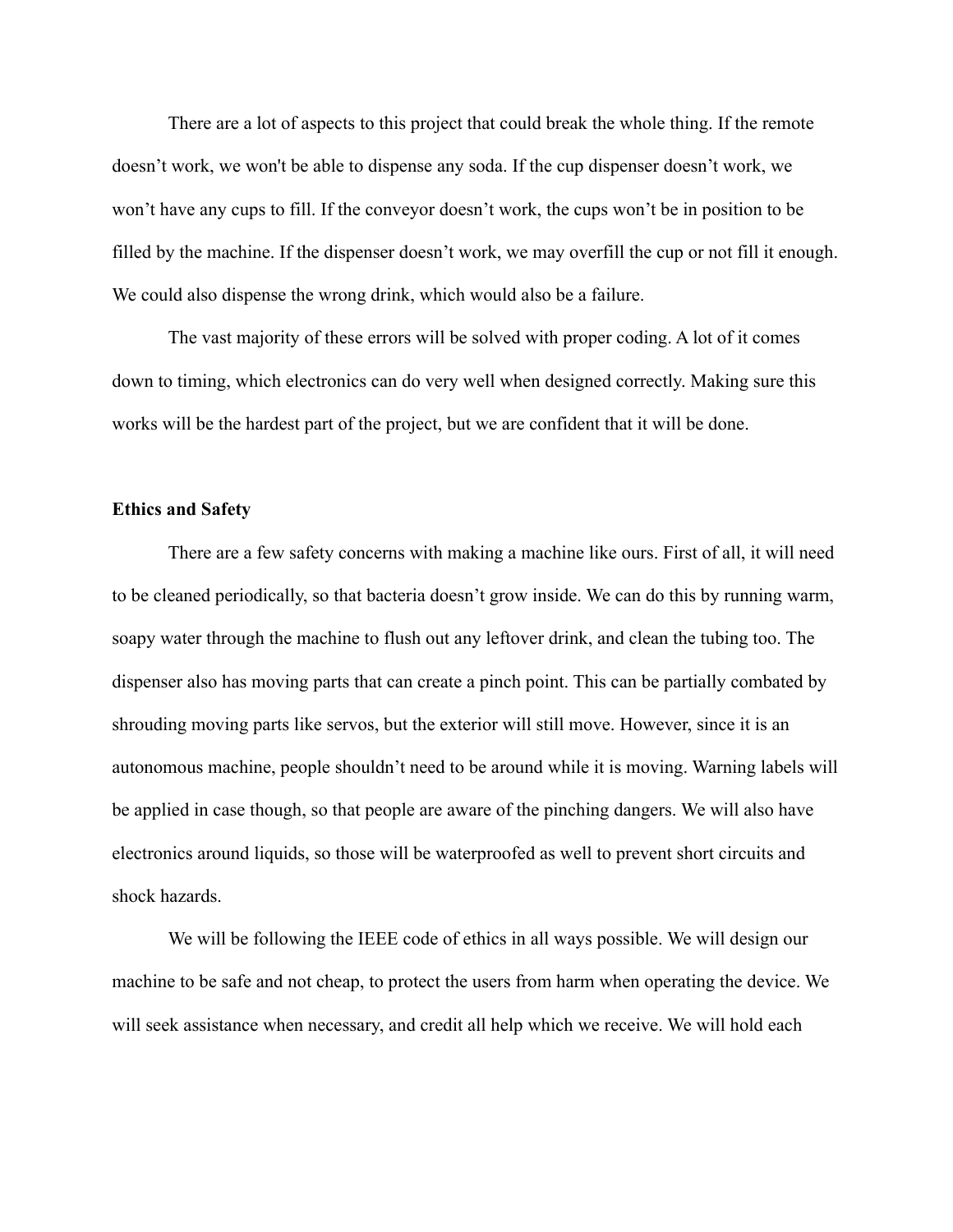There are a lot of aspects to this project that could break the whole thing. If the remote doesn't work, we won't be able to dispense any soda. If the cup dispenser doesn't work, we won't have any cups to fill. If the conveyor doesn't work, the cups won't be in position to be filled by the machine. If the dispenser doesn't work, we may overfill the cup or not fill it enough. We could also dispense the wrong drink, which would also be a failure.

The vast majority of these errors will be solved with proper coding. A lot of it comes down to timing, which electronics can do very well when designed correctly. Making sure this works will be the hardest part of the project, but we are confident that it will be done.

**Ethics and Safety**

There are a few safety concerns with making a machine like ours. First of all, it will need to be cleaned periodically, so that bacteria doesn't grow inside. We can do this by running warm, soapy water through the machine to flush out any leftover drink, and clean the tubing too. The dispenser also has moving parts that can create a pinch point. This can be partially combated by shrouding moving parts like servos, but the exterior will still move. However, since it is an autonomous machine, people shouldn't need to be around while it is moving. Warning labels will be applied in case though, so that people are aware of the pinching dangers. We will also have electronics around liquids, so those will be waterproofed as well to prevent short circuits and shock hazards.

We will be following the IEEE code of ethics in all ways possible. We will design our machine to be safe and not cheap, to protect the users from harm when operating the device. We will seek assistance when necessary, and credit all help which we receive. We will hold each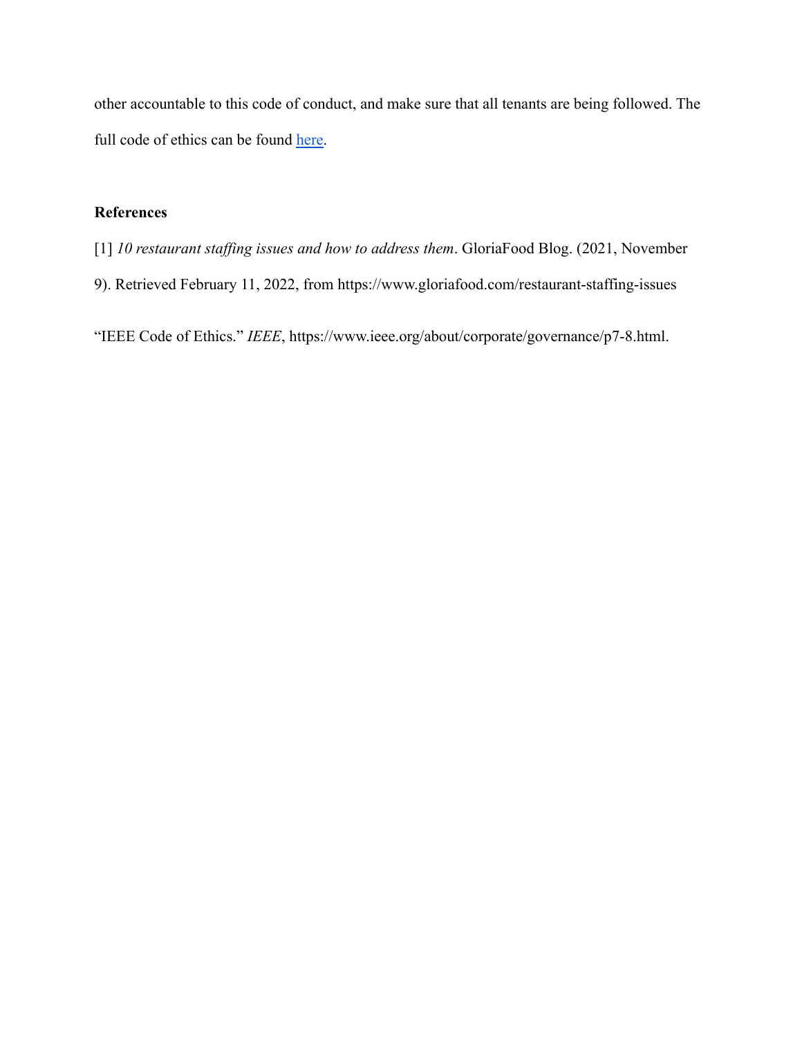other accountable to this code of conduct, and make sure that all tenants are being followed. The full code of ethics can be found here.

**References**

[1] *10 restaurant staffing issues and how to address them*. GloriaFood Blog. (2021, November 9). Retrieved February 11, 2022, from https://www.gloriafood.com/restaurant-staffing-issues

“IEEE Code of Ethics.” *IEEE*, https://www.ieee.org/about/corporate/governance/p7-8.html.